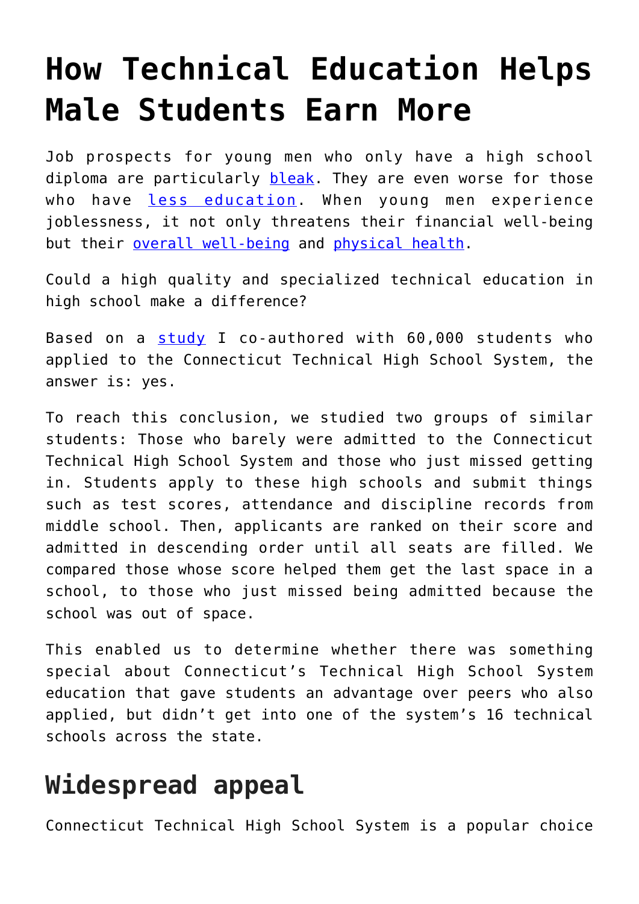# How Technical Education Helps Male Students Earn More

Job prospects for young men who only have a high school diploma are particularly [bleak](). They are even worse for those who have [less education](). When young men experience joblessness, it not only threatens their financial well-being but their [overall well-being]() and [physical health]().

Could a high quality and specialized technical education in high school make a difference?

Based on a [study]() I co-authored with 60,000 students who applied to the Connecticut Technical High School System, the answer is: yes.

To reach this conclusion, we studied two groups of similar students: Those who barely were admitted to the Connecticut Technical High School System and those who just missed getting in. Students apply to these high schools and submit things such as test scores, attendance and discipline records from middle school. Then, applicants are ranked on their score and admitted in descending order until all seats are filled. We compared those whose score helped them get the last space in a school, to those who just missed being admitted because the school was out of space.

This enabled us to determine whether there was something special about Connecticut's Technical High School System education that gave students an advantage over peers who also applied, but didn't get into one of the system's 16 technical schools across the state.

## Widespread appeal

Connecticut Technical High School System is a popular choice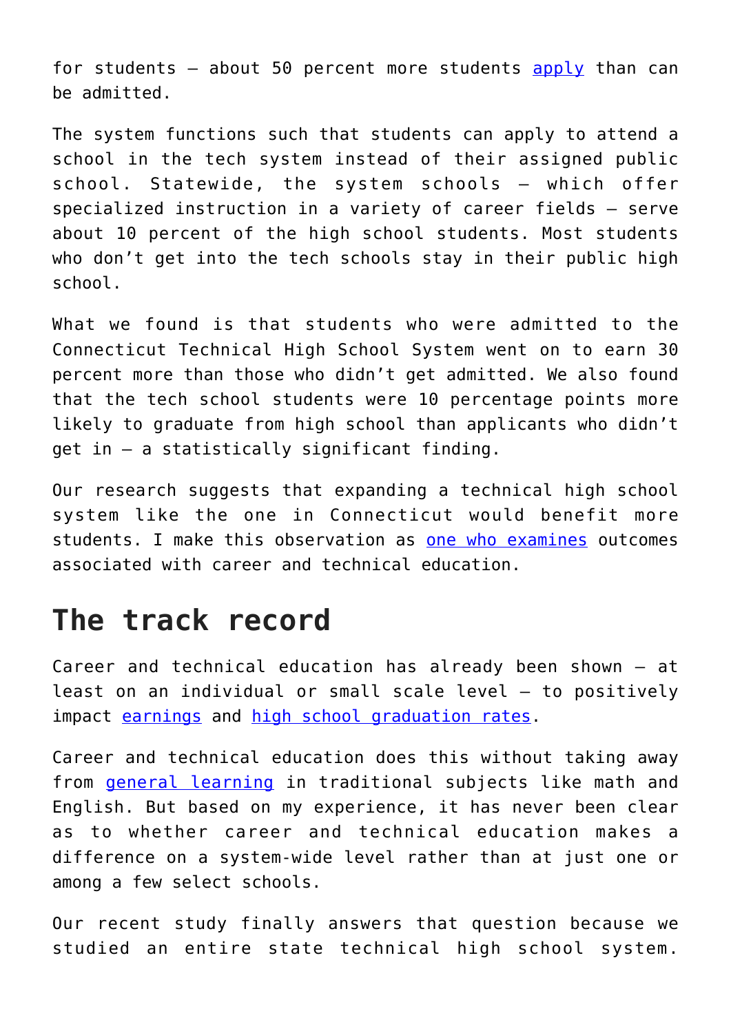for students – about 50 percent more students apply than can be admitted.

The system functions such that students can apply to attend a school in the tech system instead of their assigned public school. Statewide, the system schools – which offer specialized instruction in a variety of career fields – serve about 10 percent of the high school students. Most students who don't get into the tech schools stay in their public high school.

What we found is that students who were admitted to the Connecticut Technical High School System went on to earn 30 percent more than those who didn't get admitted. We also found that the tech school students were 10 percentage points more likely to graduate from high school than applicants who didn't get in – a statistically significant finding.

Our research suggests that expanding a technical high school system like the one in Connecticut would benefit more students. I make this observation as one who examines outcomes associated with career and technical education.

## The track record

Career and technical education has already been shown – at least on an individual or small scale level – to positively impact earnings and high school graduation rates.

Career and technical education does this without taking away from general learning in traditional subjects like math and English. But based on my experience, it has never been clear as to whether career and technical education makes a difference on a system-wide level rather than at just one or among a few select schools.

Our recent study finally answers that question because we studied an entire state technical high school system.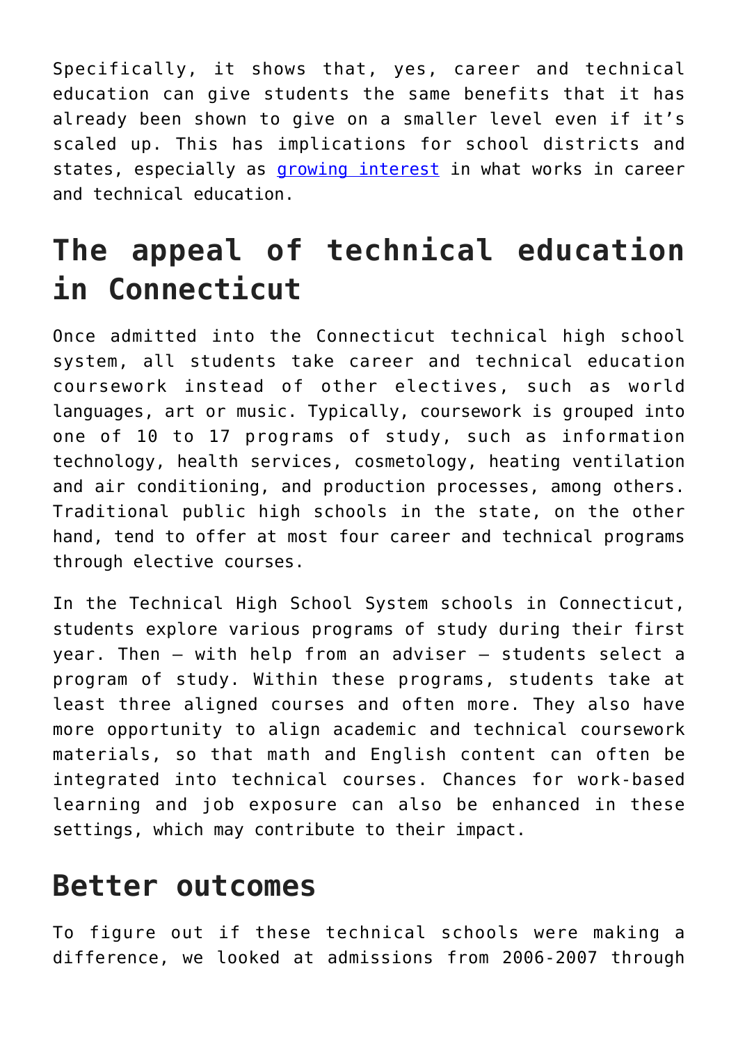Specifically, it shows that, yes, career and technical education can give students the same benefits that it has already been shown to give on a smaller level even if it's scaled up. This has implications for school districts and states, especially as growing interest in what works in career and technical education.

## The appeal of technical education in Connecticut

Once admitted into the Connecticut technical high school system, all students take career and technical education coursework instead of other electives, such as world languages, art or music. Typically, coursework is grouped into one of 10 to 17 programs of study, such as information technology, health services, cosmetology, heating ventilation and air conditioning, and production processes, among others. Traditional public high schools in the state, on the other hand, tend to offer at most four career and technical programs through elective courses.

In the Technical High School System schools in Connecticut, students explore various programs of study during their first year. Then – with help from an adviser – students select a program of study. Within these programs, students take at least three aligned courses and often more. They also have more opportunity to align academic and technical coursework materials, so that math and English content can often be integrated into technical courses. Chances for work-based learning and job exposure can also be enhanced in these settings, which may contribute to their impact.

## Better outcomes

To figure out if these technical schools were making a difference, we looked at admissions from 2006-2007 through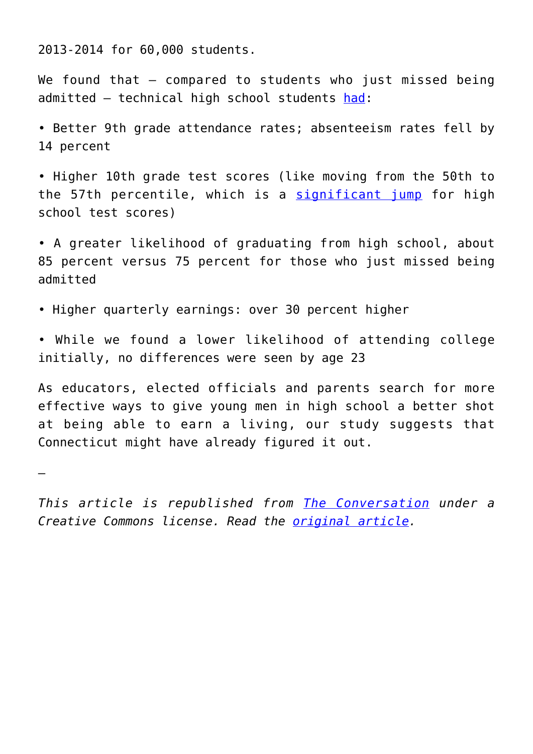2013-2014 for 60,000 students.

We found that – compared to students who just missed being admitted – technical high school students [had](https://doi.org/10.1257/pol.20190421):

• Better 9th grade attendance rates; absenteeism rates fell by 14 percent

• Higher 10th grade test scores (like moving from the 50th to the 57th percentile, which is a [significant jump](https://doi.org/10.1111/j.1750-8606.2008.00061.x) for high school test scores)

• A greater likelihood of graduating from high school, about 85 percent versus 75 percent for those who just missed being admitted

• Higher quarterly earnings: over 30 percent higher

• While we found a lower likelihood of attending college initially, no differences were seen by age 23

As educators, elected officials and parents search for more effective ways to give young men in high school a better shot at being able to earn a living, our study suggests that Connecticut might have already figured it out.

—

*This article is republished from [The Conversation](https://theconversation.com) under a Creative Commons license. Read the [original article](https://theconversation.com).*